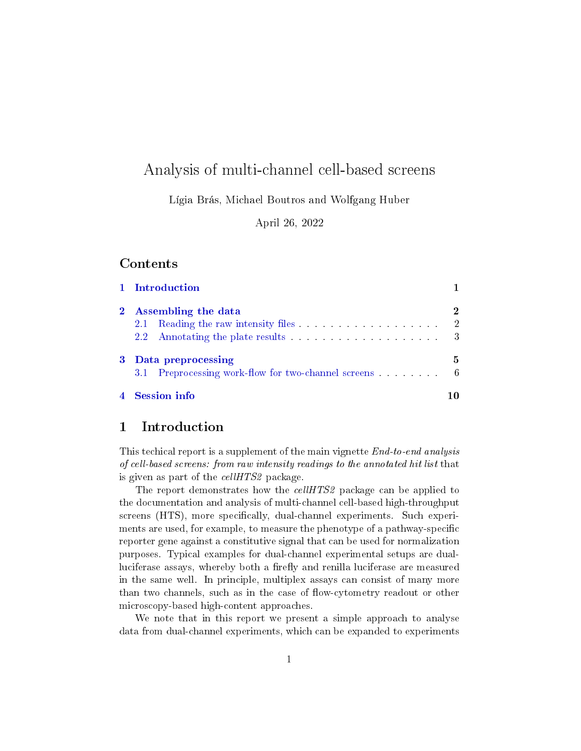# Analysis of multi-channel cell-based screens

Lígia Brás, Michael Boutros and Wolfgang Huber

April 26, 2022

## Contents

| | |
|---|---|
| **1 Introduction** | **1** |
| **2 Assembling the data** | **2** |
| 2.1 Reading the raw intensity files | 2 |
| 2.2 Annotating the plate results | 3 |
| **3 Data preprocessing** | **5** |
| 3.1 Preprocessing work-flow for two-channel screens | 6 |
| **4 Session info** | **10** |

## 1 Introduction

This techical report is a supplement of the main vignette *End-to-end analysis of cell-based screens: from raw intensity readings to the annotated hit list* that is given as part of the *cellHTS2* package.

The report demonstrates how the *cellHTS2* package can be applied to the documentation and analysis of multi-channel cell-based high-throughput screens (HTS), more specifically, dual-channel experiments. Such experiments are used, for example, to measure the phenotype of a pathway-specific reporter gene against a constitutive signal that can be used for normalization purposes. Typical examples for dual-channel experimental setups are dual-luciferase assays, whereby both a firefly and renilla luciferase are measured in the same well. In principle, multiplex assays can consist of many more than two channels, such as in the case of flow-cytometry readout or other microscopy-based high-content approaches.

We note that in this report we present a simple approach to analyse data from dual-channel experiments, which can be expanded to experiments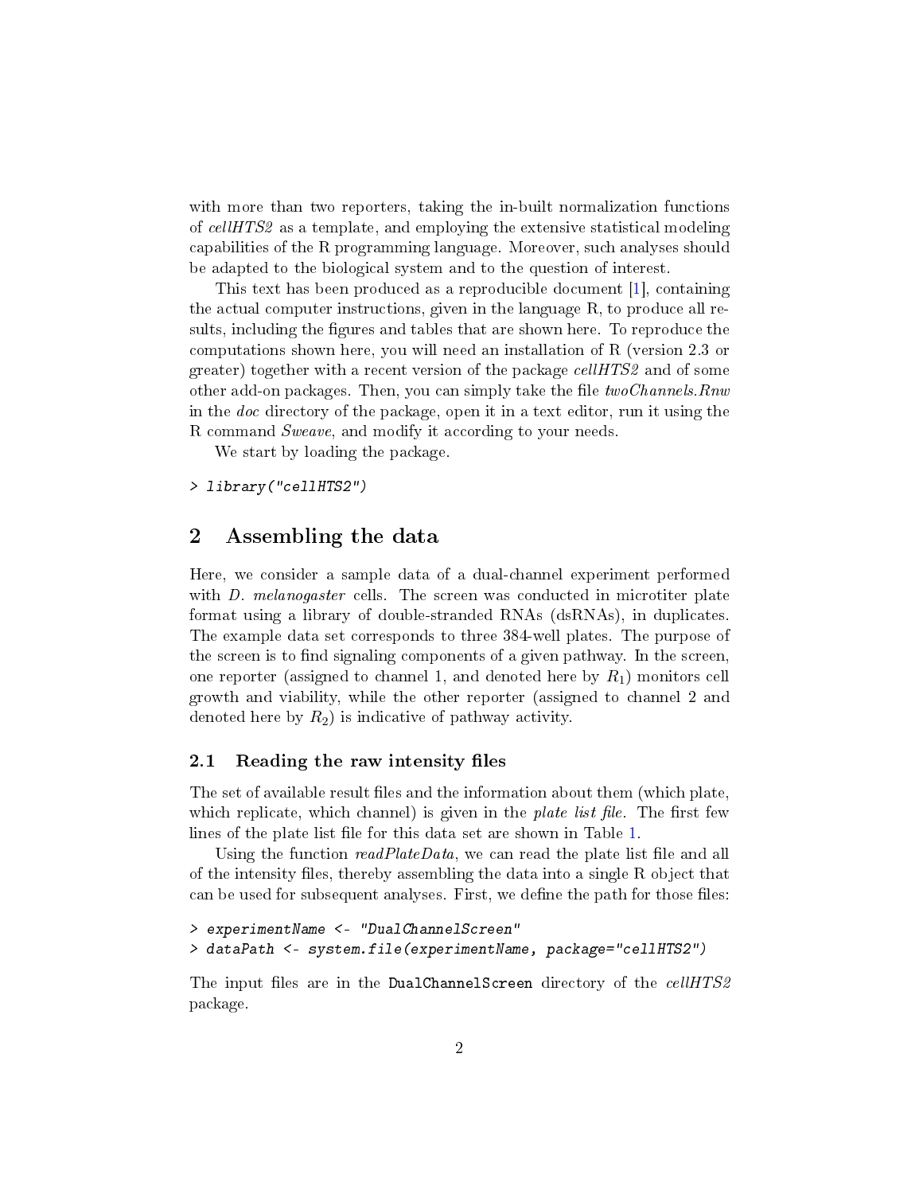with more than two reporters, taking the in-built normalization functions of *cellHTS2* as a template, and employing the extensive statistical modeling capabilities of the R programming language. Moreover, such analyses should be adapted to the biological system and to the question of interest.

This text has been produced as a reproducible document [1], containing the actual computer instructions, given in the language R, to produce all results, including the figures and tables that are shown here. To reproduce the computations shown here, you will need an installation of R (version 2.3 or greater) together with a recent version of the package *cellHTS2* and of some other add-on packages. Then, you can simply take the file *twoChannels.Rnw* in the *doc* directory of the package, open it in a text editor, run it using the R command *Sweave*, and modify it according to your needs.

We start by loading the package.

```
> library("cellHTS2")
```

## 2 Assembling the data

Here, we consider a sample data of a dual-channel experiment performed with *D. melanogaster* cells. The screen was conducted in microtiter plate format using a library of double-stranded RNAs (dsRNAs), in duplicates. The example data set corresponds to three 384-well plates. The purpose of the screen is to find signaling components of a given pathway. In the screen, one reporter (assigned to channel 1, and denoted here by $R_1$) monitors cell growth and viability, while the other reporter (assigned to channel 2 and denoted here by $R_2$) is indicative of pathway activity.

### 2.1 Reading the raw intensity files

The set of available result files and the information about them (which plate, which replicate, which channel) is given in the *plate list file*. The first few lines of the plate list file for this data set are shown in Table 1.

Using the function *readPlateData*, we can read the plate list file and all of the intensity files, thereby assembling the data into a single R object that can be used for subsequent analyses. First, we define the path for those files:

```
> experimentName <- "DualChannelScreen"
> dataPath <- system.file(experimentName, package="cellHTS2")
```

The input files are in the `DualChannelScreen` directory of the *cellHTS2* package.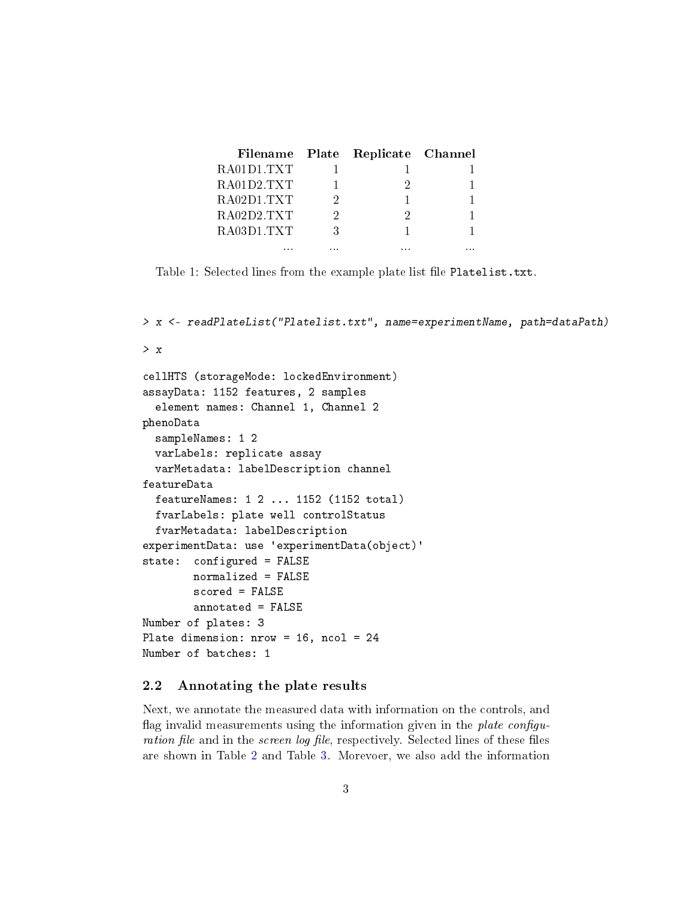| Filename | Plate | Replicate | Channel |
|---|---|---|---|
| RA01D1.TXT | 1 | 1 | 1 |
| RA01D2.TXT | 1 | 2 | 1 |
| RA02D1.TXT | 2 | 1 | 1 |
| RA02D2.TXT | 2 | 2 | 1 |
| RA03D1.TXT | 3 | 1 | 1 |
| ... | ... | ... | ... |

Table 1: Selected lines from the example plate list file `Platelist.txt`.

```
> x <- readPlateList("Platelist.txt", name=experimentName, path=dataPath)

> x

cellHTS (storageMode: lockedEnvironment)
assayData: 1152 features, 2 samples
  element names: Channel 1, Channel 2
phenoData
  sampleNames: 1 2
  varLabels: replicate assay
  varMetadata: labelDescription channel
featureData
  featureNames: 1 2 ... 1152 (1152 total)
  fvarLabels: plate well controlStatus
  fvarMetadata: labelDescription
experimentData: use 'experimentData(object)'
state:  configured = FALSE
        normalized = FALSE
        scored = FALSE
        annotated = FALSE
Number of plates: 3
Plate dimension: nrow = 16, ncol = 24
Number of batches: 1
```

## 2.2 Annotating the plate results

Next, we annotate the measured data with information on the controls, and flag invalid measurements using the information given in the *plate configuration file* and in the *screen log file*, respectively. Selected lines of these files are shown in Table 2 and Table 3. Morevoer, we also add the information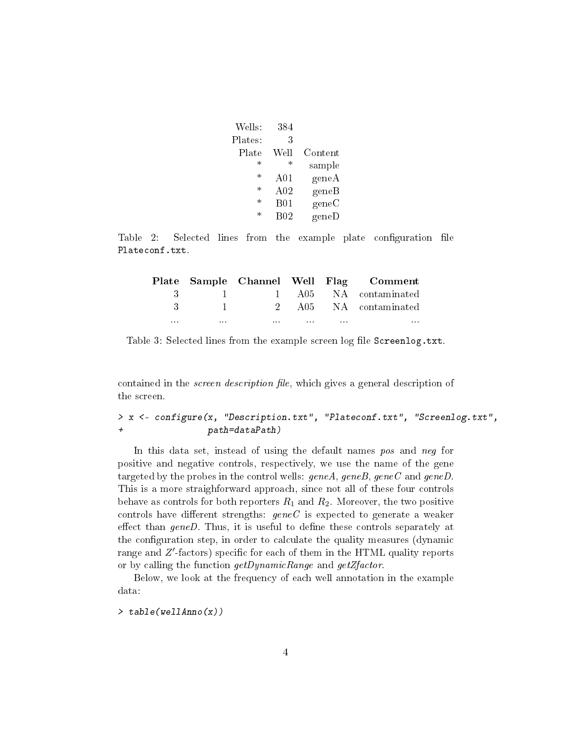| Wells: | 384 | |
|---|---|---|
| Plates: | 3 | |
| Plate | Well | Content |
| * | * | sample |
| * | A01 | geneA |
| * | A02 | geneB |
| * | B01 | geneC |
| * | B02 | geneD |

Table 2: Selected lines from the example plate configuration file `Plateconf.txt`.

| Plate | Sample | Channel | Well | Flag | Comment |
|---|---|---|---|---|---|
| 3 | 1 | 1 | A05 | NA | contaminated |
| 3 | 1 | 2 | A05 | NA | contaminated |
| ... | ... | ... | ... | ... | ... |

Table 3: Selected lines from the example screen log file `Screenlog.txt`.

contained in the *screen description file*, which gives a general description of the screen.

```
> x <- configure(x, "Description.txt", "Plateconf.txt", "Screenlog.txt",
+                path=dataPath)
```

In this data set, instead of using the default names *pos* and *neg* for positive and negative controls, respectively, we use the name of the gene targeted by the probes in the control wells: *geneA*, *geneB*, *geneC* and *geneD*. This is a more straighforward approach, since not all of these four controls behave as controls for both reporters $R_1$ and $R_2$. Moreover, the two positive controls have different strengths: *geneC* is expected to generate a weaker effect than *geneD*. Thus, it is useful to define these controls separately at the configuration step, in order to calculate the quality measures (dynamic range and $Z'$-factors) specific for each of them in the HTML quality reports or by calling the function *getDynamicRange* and *getZfactor*.

Below, we look at the frequency of each well annotation in the example data:

```
> table(wellAnno(x))
```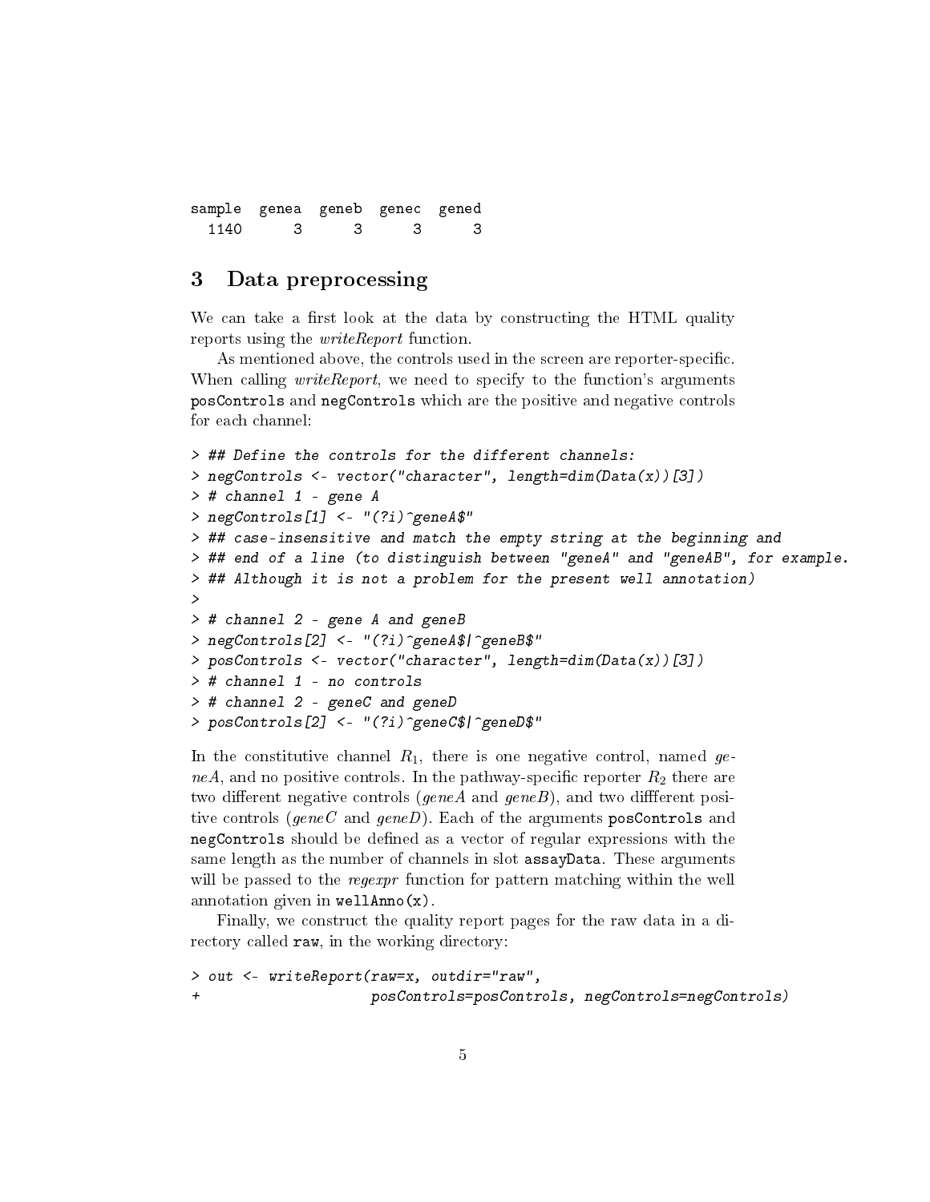```
sample  genea  geneb  genec  gened
  1140      3      3      3      3
```

## 3 Data preprocessing

We can take a first look at the data by constructing the HTML quality reports using the *writeReport* function.

As mentioned above, the controls used in the screen are reporter-specific. When calling *writeReport*, we need to specify to the function's arguments `posControls` and `negControls` which are the positive and negative controls for each channel:

```
> ## Define the controls for the different channels:
> negControls <- vector("character", length=dim(Data(x))[3])
> # channel 1 - gene A
> negControls[1] <- "(?i)^geneA$"
> ## case-insensitive and match the empty string at the beginning and
> ## end of a line (to distinguish between "geneA" and "geneAB", for example.
> ## Although it is not a problem for the present well annotation)
>
> # channel 2 - gene A and geneB
> negControls[2] <- "(?i)^geneA$|^geneB$"
> posControls <- vector("character", length=dim(Data(x))[3])
> # channel 1 - no controls
> # channel 2 - geneC and geneD
> posControls[2] <- "(?i)^geneC$|^geneD$"
```

In the constitutive channel $R_1$, there is one negative control, named *geneA*, and no positive controls. In the pathway-specific reporter $R_2$ there are two different negative controls (*geneA* and *geneB*), and two diffferent positive controls (*geneC* and *geneD*). Each of the arguments `posControls` and `negControls` should be defined as a vector of regular expressions with the same length as the number of channels in slot `assayData`. These arguments will be passed to the *regexpr* function for pattern matching within the well annotation given in `wellAnno(x)`.

Finally, we construct the quality report pages for the raw data in a directory called `raw`, in the working directory:

```
> out <- writeReport(raw=x, outdir="raw",
+                    posControls=posControls, negControls=negControls)
```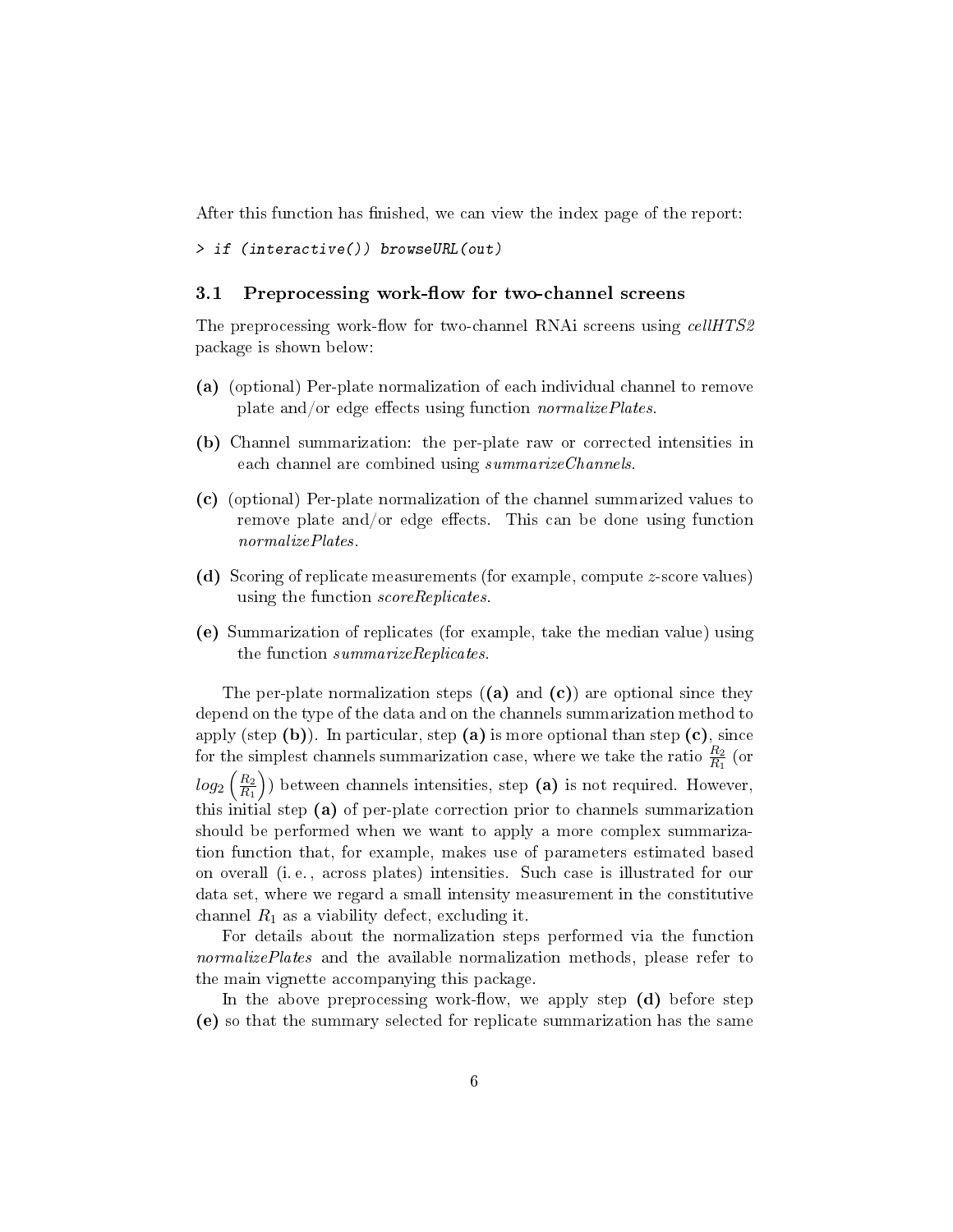After this function has finished, we can view the index page of the report:

```
> if (interactive()) browseURL(out)
```

### 3.1 Preprocessing work-flow for two-channel screens

The preprocessing work-flow for two-channel RNAi screens using *cellHTS2* package is shown below:

**(a)** (optional) Per-plate normalization of each individual channel to remove plate and/or edge effects using function *normalizePlates*.

**(b)** Channel summarization: the per-plate raw or corrected intensities in each channel are combined using *summarizeChannels*.

**(c)** (optional) Per-plate normalization of the channel summarized values to remove plate and/or edge effects. This can be done using function *normalizePlates*.

**(d)** Scoring of replicate measurements (for example, compute $z$-score values) using the function *scoreReplicates*.

**(e)** Summarization of replicates (for example, take the median value) using the function *summarizeReplicates*.

The per-plate normalization steps ((**a**) and (**c**)) are optional since they depend on the type of the data and on the channels summarization method to apply (step (**b**)). In particular, step **(a)** is more optional than step **(c)**, since for the simplest channels summarization case, where we take the ratio $\frac{R_2}{R_1}$ (or $log_2\left(\frac{R_2}{R_1}\right)$) between channels intensities, step **(a)** is not required. However, this initial step **(a)** of per-plate correction prior to channels summarization should be performed when we want to apply a more complex summarization function that, for example, makes use of parameters estimated based on overall (i. e., across plates) intensities. Such case is illustrated for our data set, where we regard a small intensity measurement in the constitutive channel $R_1$ as a viability defect, excluding it.

For details about the normalization steps performed via the function *normalizePlates* and the available normalization methods, please refer to the main vignette accompanying this package.

In the above preprocessing work-flow, we apply step **(d)** before step **(e)** so that the summary selected for replicate summarization has the same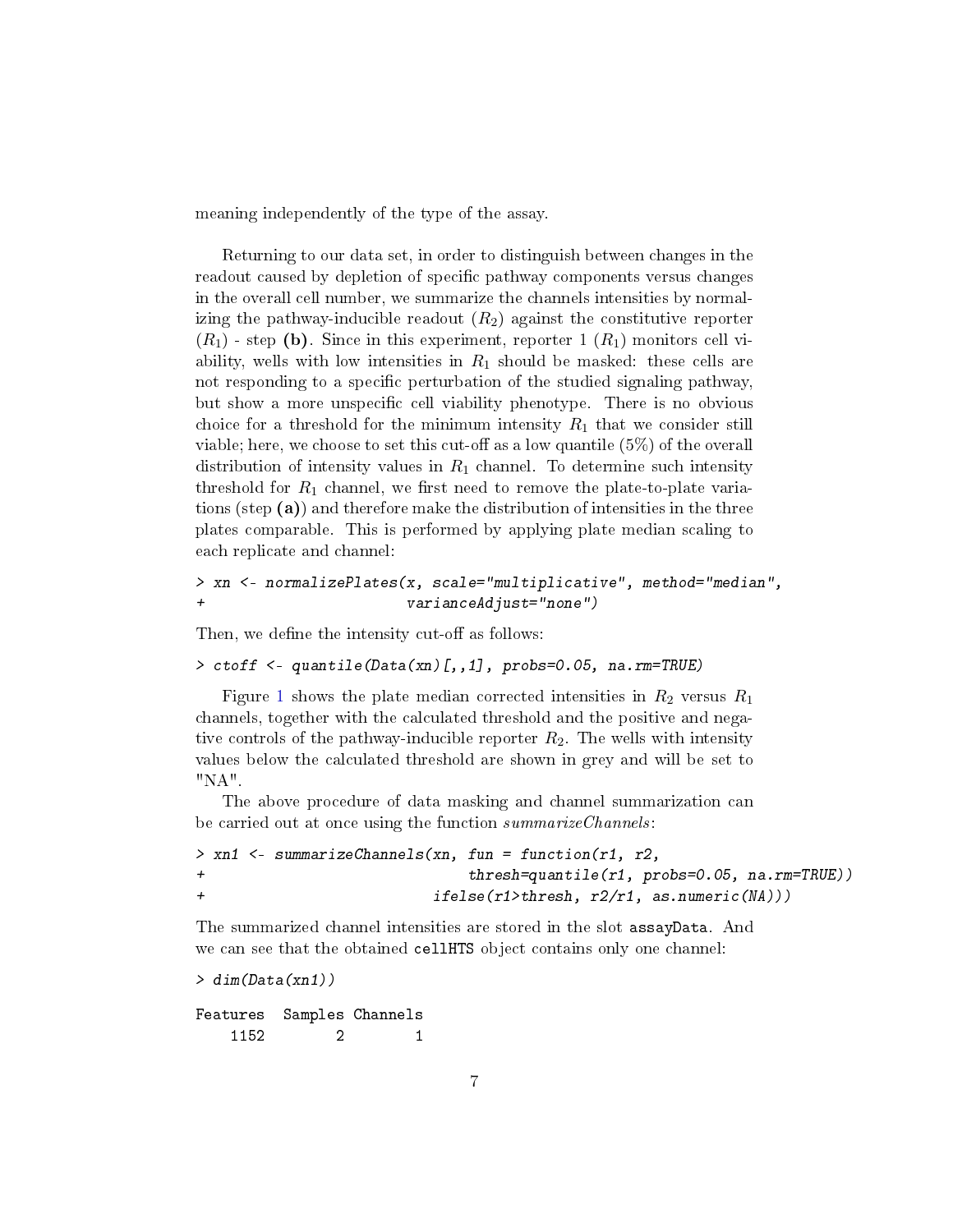meaning independently of the type of the assay.

Returning to our data set, in order to distinguish between changes in the readout caused by depletion of specific pathway components versus changes in the overall cell number, we summarize the channels intensities by normalizing the pathway-inducible readout ($R_2$) against the constitutive reporter ($R_1$) - step **(b)**. Since in this experiment, reporter 1 ($R_1$) monitors cell viability, wells with low intensities in $R_1$ should be masked: these cells are not responding to a specific perturbation of the studied signaling pathway, but show a more unspecific cell viability phenotype. There is no obvious choice for a threshold for the minimum intensity $R_1$ that we consider still viable; here, we choose to set this cut-off as a low quantile (5%) of the overall distribution of intensity values in $R_1$ channel. To determine such intensity threshold for $R_1$ channel, we first need to remove the plate-to-plate variations (step **(a)**) and therefore make the distribution of intensities in the three plates comparable. This is performed by applying plate median scaling to each replicate and channel:

```
> xn <- normalizePlates(x, scale="multiplicative", method="median",
+                       varianceAdjust="none")
```

Then, we define the intensity cut-off as follows:

```
> ctoff <- quantile(Data(xn)[,,1], probs=0.05, na.rm=TRUE)
```

Figure 1 shows the plate median corrected intensities in $R_2$ versus $R_1$ channels, together with the calculated threshold and the positive and negative controls of the pathway-inducible reporter $R_2$. The wells with intensity values below the calculated threshold are shown in grey and will be set to "NA".

The above procedure of data masking and channel summarization can be carried out at once using the function *summarizeChannels*:

```
> xn1 <- summarizeChannels(xn, fun = function(r1, r2,
+                              thresh=quantile(r1, probs=0.05, na.rm=TRUE))
+                          ifelse(r1>thresh, r2/r1, as.numeric(NA)))
```

The summarized channel intensities are stored in the slot `assayData`. And we can see that the obtained `cellHTS` object contains only one channel:

```
> dim(Data(xn1))

Features  Samples Channels
    1152        2        1
```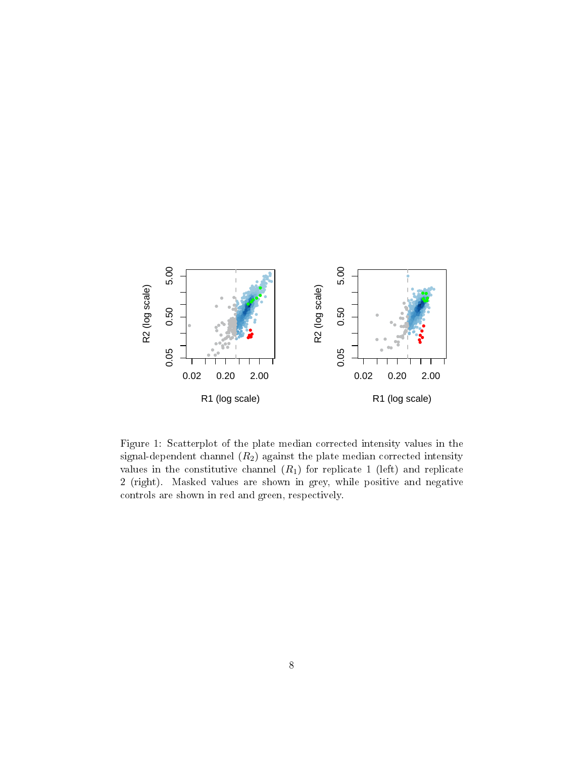Figure 1: Scatterplot of the plate median corrected intensity values in the signal-dependent channel ($R_2$) against the plate median corrected intensity values in the constitutive channel ($R_1$) for replicate 1 (left) and replicate 2 (right). Masked values are shown in grey, while positive and negative controls are shown in red and green, respectively.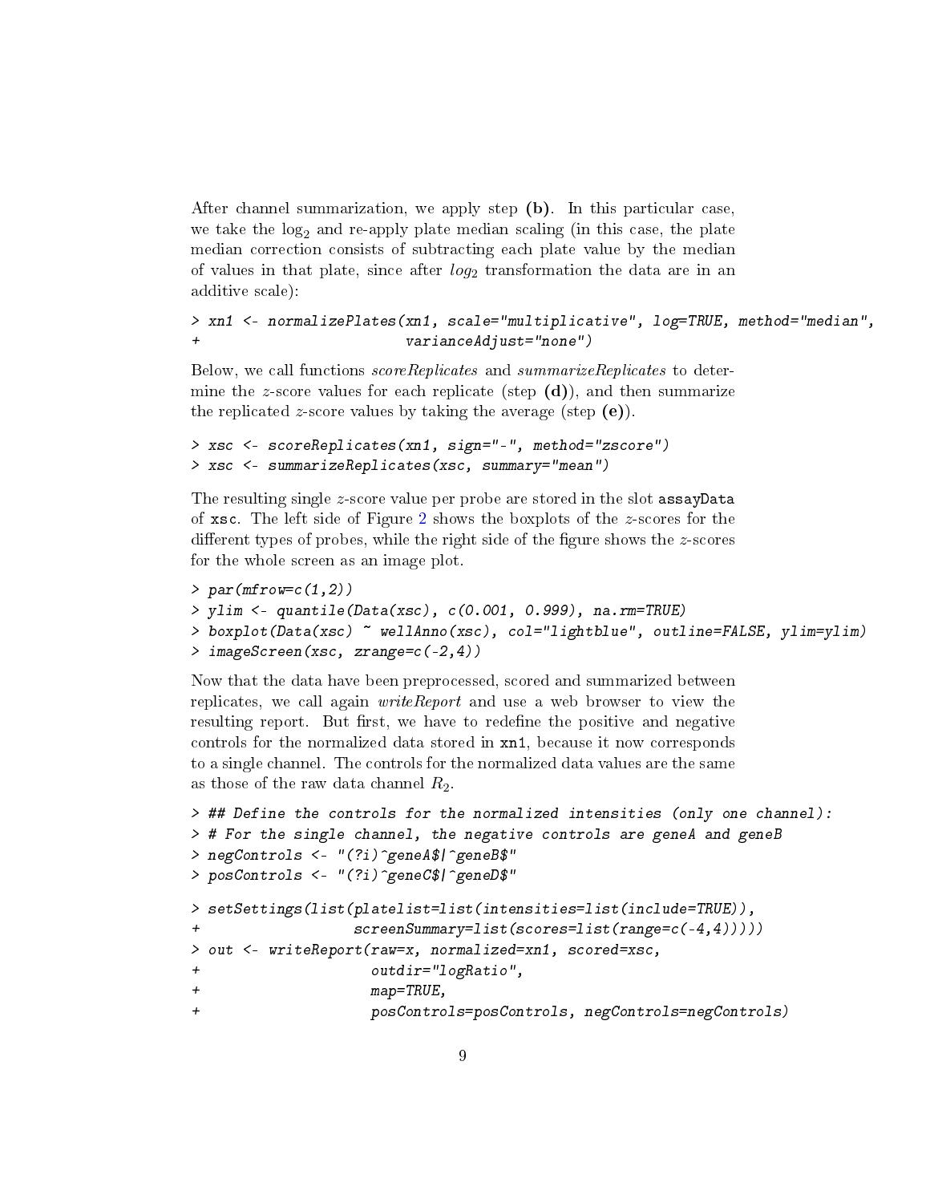After channel summarization, we apply step **(b)**. In this particular case, we take the $\log_2$ and re-apply plate median scaling (in this case, the plate median correction consists of subtracting each plate value by the median of values in that plate, since after $log_2$ transformation the data are in an additive scale):

```
> xn1 <- normalizePlates(xn1, scale="multiplicative", log=TRUE, method="median",
+                        varianceAdjust="none")
```

Below, we call functions *scoreReplicates* and *summarizeReplicates* to determine the $z$-score values for each replicate (step **(d)**), and then summarize the replicated $z$-score values by taking the average (step **(e)**).

```
> xsc <- scoreReplicates(xn1, sign="-", method="zscore")
> xsc <- summarizeReplicates(xsc, summary="mean")
```

The resulting single $z$-score value per probe are stored in the slot `assayData` of `xsc`. The left side of Figure 2 shows the boxplots of the $z$-scores for the different types of probes, while the right side of the figure shows the $z$-scores for the whole screen as an image plot.

```
> par(mfrow=c(1,2))
> ylim <- quantile(Data(xsc), c(0.001, 0.999), na.rm=TRUE)
> boxplot(Data(xsc) ~ wellAnno(xsc), col="lightblue", outline=FALSE, ylim=ylim)
> imageScreen(xsc, zrange=c(-2,4))
```

Now that the data have been preprocessed, scored and summarized between replicates, we call again *writeReport* and use a web browser to view the resulting report. But first, we have to redefine the positive and negative controls for the normalized data stored in `xn1`, because it now corresponds to a single channel. The controls for the normalized data values are the same as those of the raw data channel $R_2$.

```
> ## Define the controls for the normalized intensities (only one channel):
> # For the single channel, the negative controls are geneA and geneB
> negControls <- "(?i)^geneA$|^geneB$"
> posControls <- "(?i)^geneC$|^geneD$"

> setSettings(list(platelist=list(intensities=list(include=TRUE)),
+                  screenSummary=list(scores=list(range=c(-4,4)))))
> out <- writeReport(raw=x, normalized=xn1, scored=xsc,
+                    outdir="logRatio",
+                    map=TRUE,
+                    posControls=posControls, negControls=negControls)
```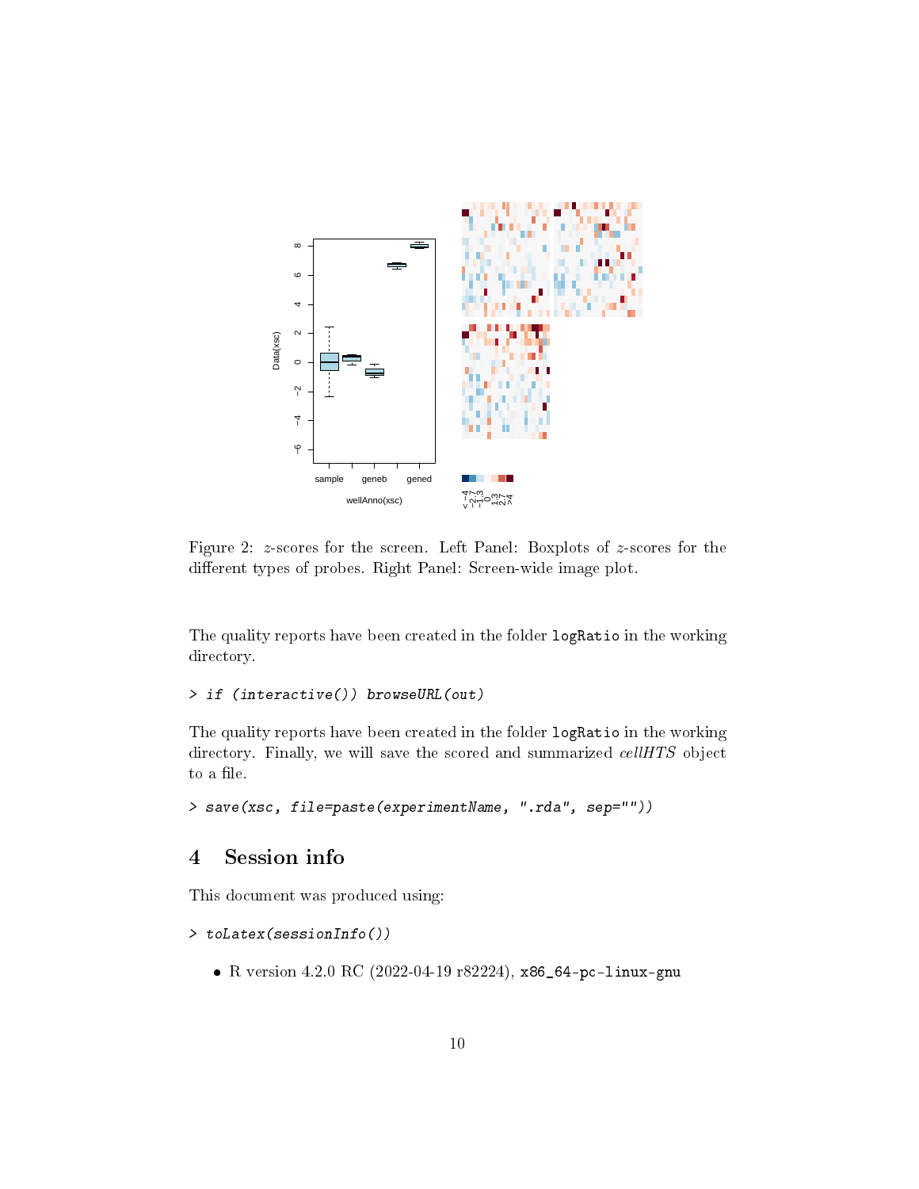Figure 2: $z$-scores for the screen. Left Panel: Boxplots of $z$-scores for the different types of probes. Right Panel: Screen-wide image plot.

The quality reports have been created in the folder `logRatio` in the working directory.

```
> if (interactive()) browseURL(out)
```

The quality reports have been created in the folder `logRatio` in the working directory. Finally, we will save the scored and summarized *cellHTS* object to a file.

```
> save(xsc, file=paste(experimentName, ".rda", sep=""))
```

## 4 Session info

This document was produced using:

```
> toLatex(sessionInfo())
```

- R version 4.2.0 RC (2022-04-19 r82224), `x86_64-pc-linux-gnu`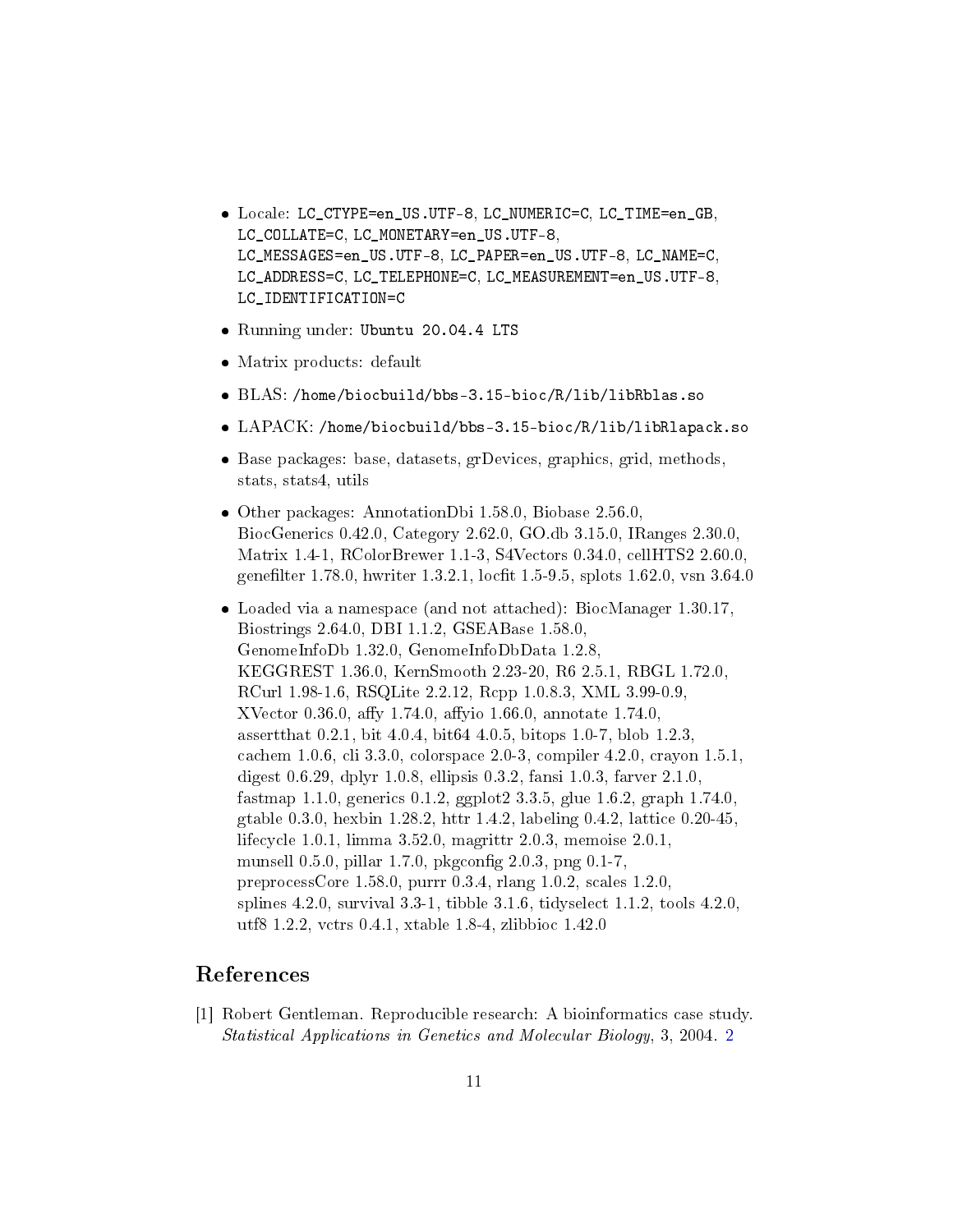- Locale: `LC_CTYPE=en_US.UTF-8`, `LC_NUMERIC=C`, `LC_TIME=en_GB`, `LC_COLLATE=C`, `LC_MONETARY=en_US.UTF-8`, `LC_MESSAGES=en_US.UTF-8`, `LC_PAPER=en_US.UTF-8`, `LC_NAME=C`, `LC_ADDRESS=C`, `LC_TELEPHONE=C`, `LC_MEASUREMENT=en_US.UTF-8`, `LC_IDENTIFICATION=C`
- Running under: `Ubuntu 20.04.4 LTS`
- Matrix products: default
- BLAS: `/home/biocbuild/bbs-3.15-bioc/R/lib/libRblas.so`
- LAPACK: `/home/biocbuild/bbs-3.15-bioc/R/lib/libRlapack.so`
- Base packages: base, datasets, grDevices, graphics, grid, methods, stats, stats4, utils
- Other packages: AnnotationDbi 1.58.0, Biobase 2.56.0, BiocGenerics 0.42.0, Category 2.62.0, GO.db 3.15.0, IRanges 2.30.0, Matrix 1.4-1, RColorBrewer 1.1-3, S4Vectors 0.34.0, cellHTS2 2.60.0, genefilter 1.78.0, hwriter 1.3.2.1, locfit 1.5-9.5, splots 1.62.0, vsn 3.64.0
- Loaded via a namespace (and not attached): BiocManager 1.30.17, Biostrings 2.64.0, DBI 1.1.2, GSEABase 1.58.0, GenomeInfoDb 1.32.0, GenomeInfoDbData 1.2.8, KEGGREST 1.36.0, KernSmooth 2.23-20, R6 2.5.1, RBGL 1.72.0, RCurl 1.98-1.6, RSQLite 2.2.12, Rcpp 1.0.8.3, XML 3.99-0.9, XVector 0.36.0, affy 1.74.0, affyio 1.66.0, annotate 1.74.0, assertthat 0.2.1, bit 4.0.4, bit64 4.0.5, bitops 1.0-7, blob 1.2.3, cachem 1.0.6, cli 3.3.0, colorspace 2.0-3, compiler 4.2.0, crayon 1.5.1, digest 0.6.29, dplyr 1.0.8, ellipsis 0.3.2, fansi 1.0.3, farver 2.1.0, fastmap 1.1.0, generics 0.1.2, ggplot2 3.3.5, glue 1.6.2, graph 1.74.0, gtable 0.3.0, hexbin 1.28.2, httr 1.4.2, labeling 0.4.2, lattice 0.20-45, lifecycle 1.0.1, limma 3.52.0, magrittr 2.0.3, memoise 2.0.1, munsell 0.5.0, pillar 1.7.0, pkgconfig 2.0.3, png 0.1-7, preprocessCore 1.58.0, purrr 0.3.4, rlang 1.0.2, scales 1.2.0, splines 4.2.0, survival 3.3-1, tibble 3.1.6, tidyselect 1.1.2, tools 4.2.0, utf8 1.2.2, vctrs 0.4.1, xtable 1.8-4, zlibbioc 1.42.0

## References

[1] Robert Gentleman. Reproducible research: A bioinformatics case study. *Statistical Applications in Genetics and Molecular Biology*, 3, 2004. 2